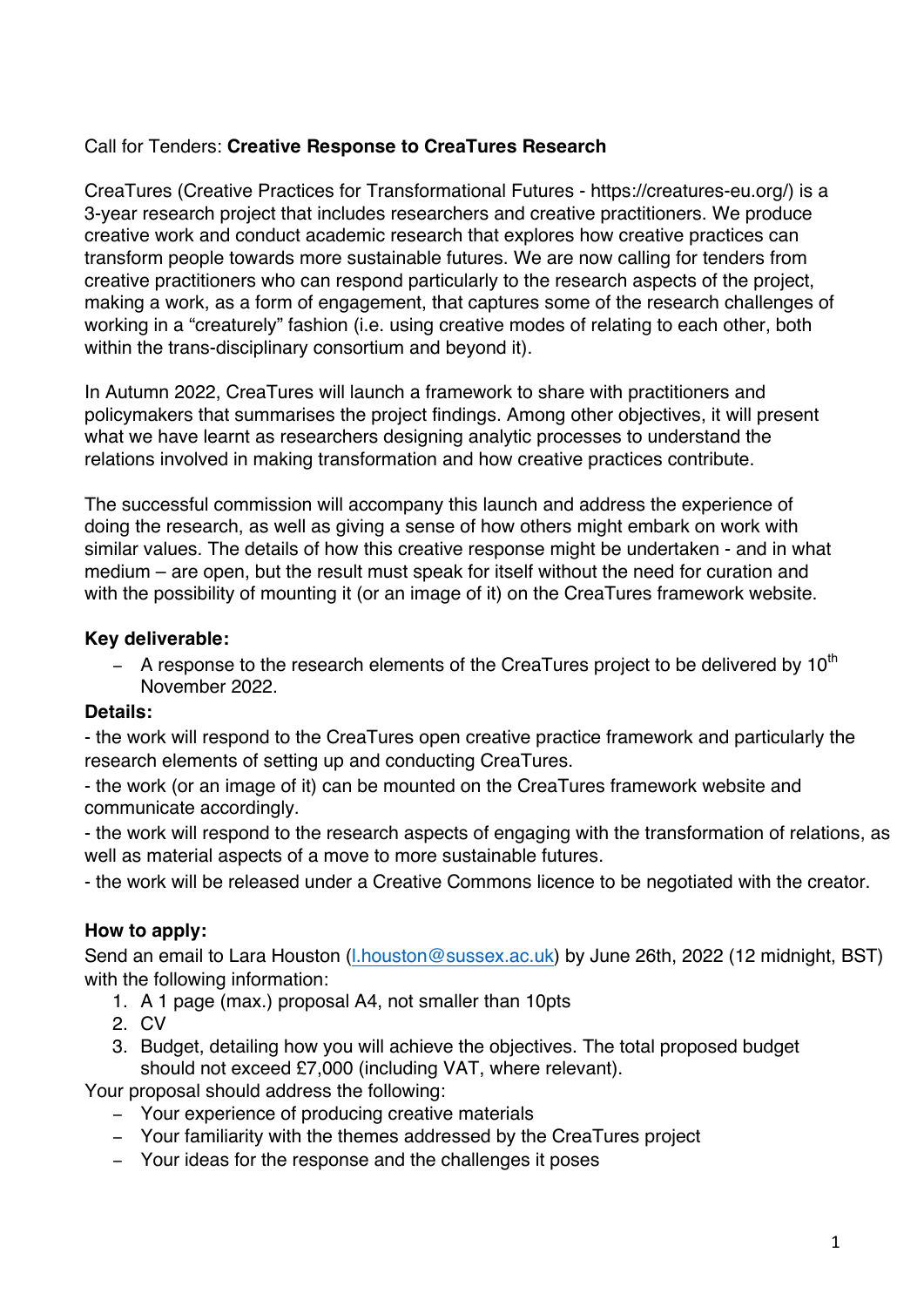Call for Tenders: **Creative Response to CreaTures Research**

CreaTures (Creative Practices for Transformational Futures - https://creatures-eu.org/) is a 3-year research project that includes researchers and creative practitioners. We produce creative work and conduct academic research that explores how creative practices can transform people towards more sustainable futures. We are now calling for tenders from creative practitioners who can respond particularly to the research aspects of the project, making a work, as a form of engagement, that captures some of the research challenges of working in a "creaturely" fashion (i.e. using creative modes of relating to each other, both within the trans-disciplinary consortium and beyond it).

In Autumn 2022, CreaTures will launch a framework to share with practitioners and policymakers that summarises the project findings. Among other objectives, it will present what we have learnt as researchers designing analytic processes to understand the relations involved in making transformation and how creative practices contribute.

The successful commission will accompany this launch and address the experience of doing the research, as well as giving a sense of how others might embark on work with similar values. The details of how this creative response might be undertaken - and in what medium – are open, but the result must speak for itself without the need for curation and with the possibility of mounting it (or an image of it) on the CreaTures framework website.

**Key deliverable:**

- A response to the research elements of the CreaTures project to be delivered by 10th November 2022.

**Details:**

- the work will respond to the CreaTures open creative practice framework and particularly the research elements of setting up and conducting CreaTures.
- the work (or an image of it) can be mounted on the CreaTures framework website and communicate accordingly.
- the work will respond to the research aspects of engaging with the transformation of relations, as well as material aspects of a move to more sustainable futures.
- the work will be released under a Creative Commons licence to be negotiated with the creator.

**How to apply:**

Send an email to Lara Houston (l.houston@sussex.ac.uk) by June 26th, 2022 (12 midnight, BST) with the following information:

1. A 1 page (max.) proposal A4, not smaller than 10pts
2. CV
3. Budget, detailing how you will achieve the objectives. The total proposed budget should not exceed £7,000 (including VAT, where relevant).

Your proposal should address the following:

- Your experience of producing creative materials
- Your familiarity with the themes addressed by the CreaTures project
- Your ideas for the response and the challenges it poses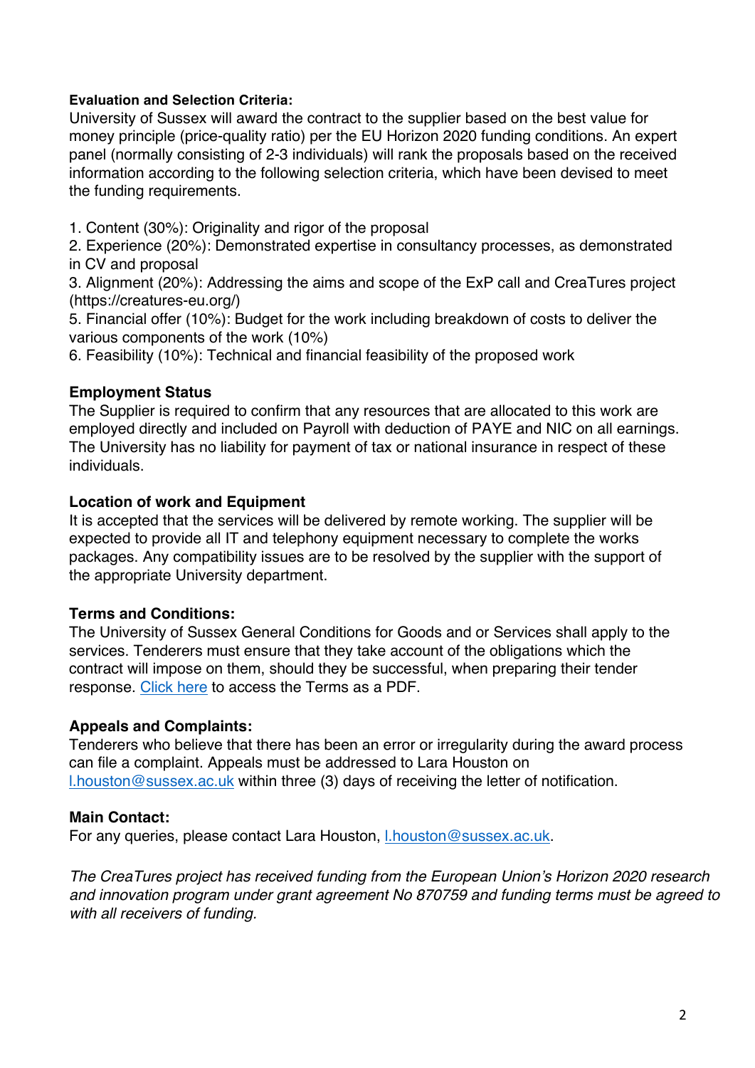**Evaluation and Selection Criteria:**
University of Sussex will award the contract to the supplier based on the best value for money principle (price-quality ratio) per the EU Horizon 2020 funding conditions. An expert panel (normally consisting of 2-3 individuals) will rank the proposals based on the received information according to the following selection criteria, which have been devised to meet the funding requirements.

1. Content (30%): Originality and rigor of the proposal
2. Experience (20%): Demonstrated expertise in consultancy processes, as demonstrated in CV and proposal
3. Alignment (20%): Addressing the aims and scope of the ExP call and CreaTures project (https://creatures-eu.org/)
5. Financial offer (10%): Budget for the work including breakdown of costs to deliver the various components of the work (10%)
6. Feasibility (10%): Technical and financial feasibility of the proposed work

### Employment Status

The Supplier is required to confirm that any resources that are allocated to this work are employed directly and included on Payroll with deduction of PAYE and NIC on all earnings. The University has no liability for payment of tax or national insurance in respect of these individuals.

### Location of work and Equipment

It is accepted that the services will be delivered by remote working. The supplier will be expected to provide all IT and telephony equipment necessary to complete the works packages. Any compatibility issues are to be resolved by the supplier with the support of the appropriate University department.

### Terms and Conditions:

The University of Sussex General Conditions for Goods and or Services shall apply to the services. Tenderers must ensure that they take account of the obligations which the contract will impose on them, should they be successful, when preparing their tender response. Click here to access the Terms as a PDF.

### Appeals and Complaints:

Tenderers who believe that there has been an error or irregularity during the award process can file a complaint. Appeals must be addressed to Lara Houston on l.houston@sussex.ac.uk within three (3) days of receiving the letter of notification.

### Main Contact:

For any queries, please contact Lara Houston, l.houston@sussex.ac.uk.

*The CreaTures project has received funding from the European Union's Horizon 2020 research and innovation program under grant agreement No 870759 and funding terms must be agreed to with all receivers of funding.*